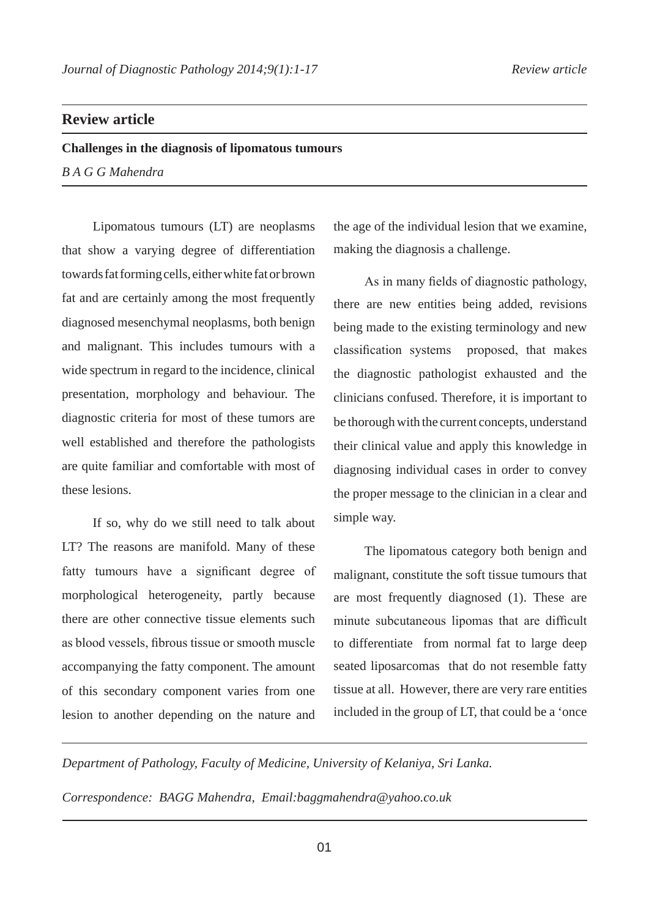## Review article

**Challenges in the diagnosis of lipomatous tumours**

*B A G G Mahendra*

Lipomatous tumours (LT) are neoplasms that show a varying degree of differentiation towards fat forming cells, either white fat or brown fat and are certainly among the most frequently diagnosed mesenchymal neoplasms, both benign and malignant. This includes tumours with a wide spectrum in regard to the incidence, clinical presentation, morphology and behaviour. The diagnostic criteria for most of these tumors are well established and therefore the pathologists are quite familiar and comfortable with most of these lesions.

If so, why do we still need to talk about LT? The reasons are manifold. Many of these fatty tumours have a significant degree of morphological heterogeneity, partly because there are other connective tissue elements such as blood vessels, fibrous tissue or smooth muscle accompanying the fatty component. The amount of this secondary component varies from one lesion to another depending on the nature and the age of the individual lesion that we examine, making the diagnosis a challenge.

As in many fields of diagnostic pathology, there are new entities being added, revisions being made to the existing terminology and new classification systems proposed, that makes the diagnostic pathologist exhausted and the clinicians confused. Therefore, it is important to be thorough with the current concepts, understand their clinical value and apply this knowledge in diagnosing individual cases in order to convey the proper message to the clinician in a clear and simple way.

The lipomatous category both benign and malignant, constitute the soft tissue tumours that are most frequently diagnosed (1). These are minute subcutaneous lipomas that are difficult to differentiate from normal fat to large deep seated liposarcomas that do not resemble fatty tissue at all. However, there are very rare entities included in the group of LT, that could be a 'once

*Department of Pathology, Faculty of Medicine, University of Kelaniya, Sri Lanka.*

*Correspondence: BAGG Mahendra, Email:baggmahendra@yahoo.co.uk*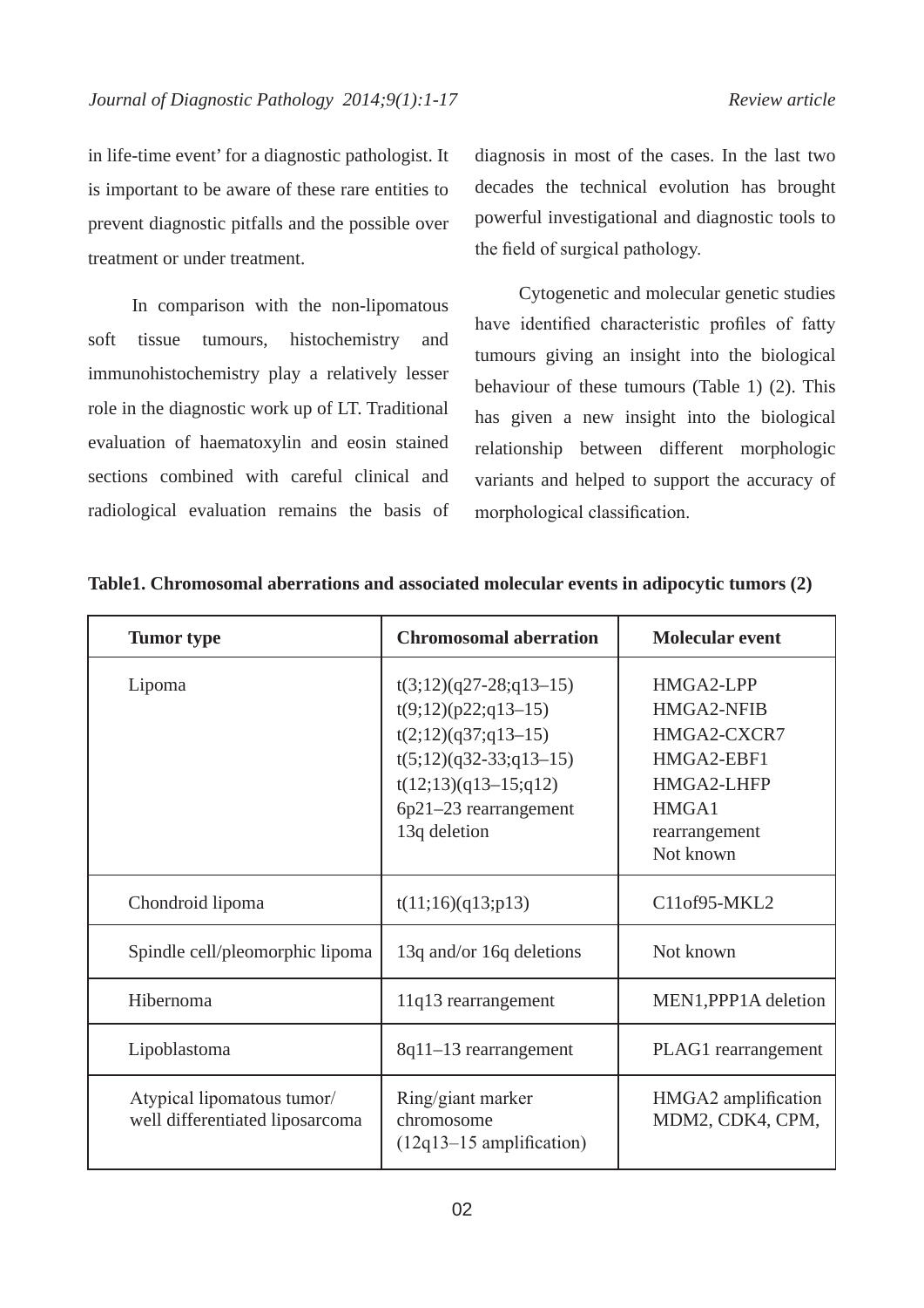in life-time event' for a diagnostic pathologist. It is important to be aware of these rare entities to prevent diagnostic pitfalls and the possible over treatment or under treatment.

In comparison with the non-lipomatous soft tissue tumours, histochemistry and immunohistochemistry play a relatively lesser role in the diagnostic work up of LT. Traditional evaluation of haematoxylin and eosin stained sections combined with careful clinical and radiological evaluation remains the basis of diagnosis in most of the cases. In the last two decades the technical evolution has brought powerful investigational and diagnostic tools to the field of surgical pathology.

Cytogenetic and molecular genetic studies have identified characteristic profiles of fatty tumours giving an insight into the biological behaviour of these tumours (Table 1) (2). This has given a new insight into the biological relationship between different morphologic variants and helped to support the accuracy of morphological classification.

**Table1. Chromosomal aberrations and associated molecular events in adipocytic tumors (2)**

| Tumor type | Chromosomal aberration | Molecular event |
|---|---|---|
| Lipoma | t(3;12)(q27-28;q13–15)<br>t(9;12)(p22;q13–15)<br>t(2;12)(q37;q13–15)<br>t(5;12)(q32-33;q13–15)<br>t(12;13)(q13–15;q12)<br>6p21–23 rearrangement<br>13q deletion | HMGA2-LPP<br>HMGA2-NFIB<br>HMGA2-CXCR7<br>HMGA2-EBF1<br>HMGA2-LHFP<br>HMGA1 rearrangement<br>Not known |
| Chondroid lipoma | t(11;16)(q13;p13) | C11of95-MKL2 |
| Spindle cell/pleomorphic lipoma | 13q and/or 16q deletions | Not known |
| Hibernoma | 11q13 rearrangement | MEN1,PPP1A deletion |
| Lipoblastoma | 8q11–13 rearrangement | PLAG1 rearrangement |
| Atypical lipomatous tumor/ well differentiated liposarcoma | Ring/giant marker chromosome (12q13–15 amplification) | HMGA2 amplification MDM2, CDK4, CPM, |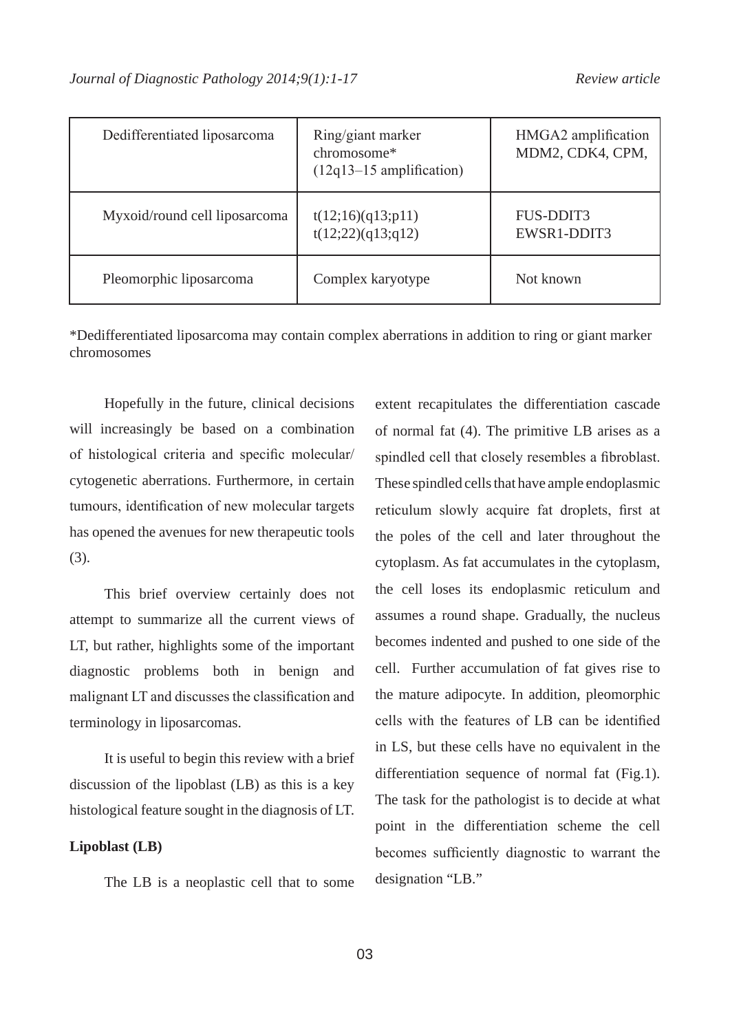| Dedifferentiated liposarcoma | Ring/giant marker chromosome* (12q13–15 amplification) | HMGA2 amplification MDM2, CDK4, CPM, |
|---|---|---|
| Myxoid/round cell liposarcoma | t(12;16)(q13;p11) t(12;22)(q13;q12) | FUS-DDIT3 EWSR1-DDIT3 |
| Pleomorphic liposarcoma | Complex karyotype | Not known |

*Dedifferentiated liposarcoma may contain complex aberrations in addition to ring or giant marker chromosomes

Hopefully in the future, clinical decisions will increasingly be based on a combination of histological criteria and specific molecular/cytogenetic aberrations. Furthermore, in certain tumours, identification of new molecular targets has opened the avenues for new therapeutic tools (3).

This brief overview certainly does not attempt to summarize all the current views of LT, but rather, highlights some of the important diagnostic problems both in benign and malignant LT and discusses the classification and terminology in liposarcomas.

It is useful to begin this review with a brief discussion of the lipoblast (LB) as this is a key histological feature sought in the diagnosis of LT.

**Lipoblast (LB)**

The LB is a neoplastic cell that to some extent recapitulates the differentiation cascade of normal fat (4). The primitive LB arises as a spindled cell that closely resembles a fibroblast. These spindled cells that have ample endoplasmic reticulum slowly acquire fat droplets, first at the poles of the cell and later throughout the cytoplasm. As fat accumulates in the cytoplasm, the cell loses its endoplasmic reticulum and assumes a round shape. Gradually, the nucleus becomes indented and pushed to one side of the cell. Further accumulation of fat gives rise to the mature adipocyte. In addition, pleomorphic cells with the features of LB can be identified in LS, but these cells have no equivalent in the differentiation sequence of normal fat (Fig.1). The task for the pathologist is to decide at what point in the differentiation scheme the cell becomes sufficiently diagnostic to warrant the designation "LB."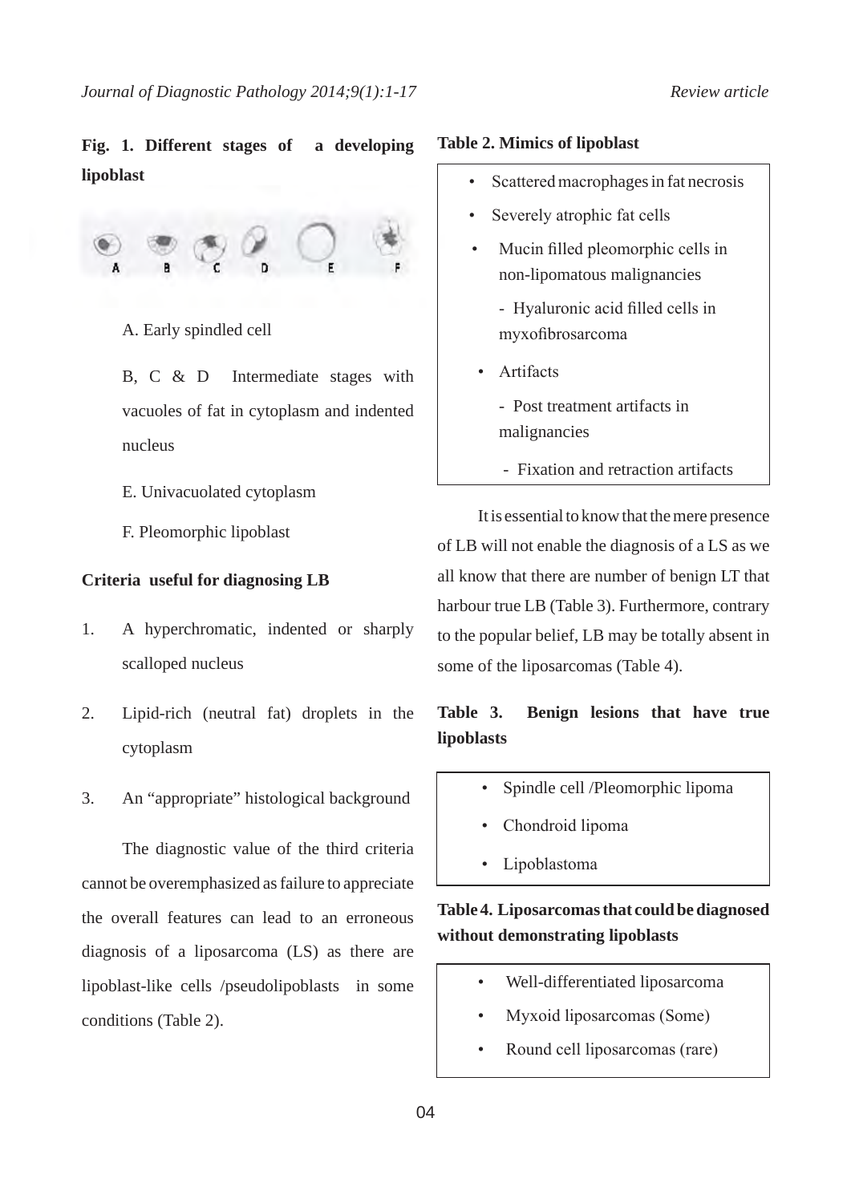**Fig. 1. Different stages of a developing lipoblast**

A. Early spindled cell

B, C & D Intermediate stages with vacuoles of fat in cytoplasm and indented nucleus

E. Univacuolated cytoplasm

F. Pleomorphic lipoblast

**Criteria useful for diagnosing LB**

1. A hyperchromatic, indented or sharply scalloped nucleus
2. Lipid-rich (neutral fat) droplets in the cytoplasm
3. An "appropriate" histological background

The diagnostic value of the third criteria cannot be overemphasized as failure to appreciate the overall features can lead to an erroneous diagnosis of a liposarcoma (LS) as there are lipoblast-like cells /pseudolipoblasts in some conditions (Table 2).

**Table 2. Mimics of lipoblast**

- Scattered macrophages in fat necrosis
- Severely atrophic fat cells
- Mucin filled pleomorphic cells in non-lipomatous malignancies
  - Hyaluronic acid filled cells in myxofibrosarcoma
- Artifacts
  - Post treatment artifacts in malignancies
  - Fixation and retraction artifacts

It is essential to know that the mere presence of LB will not enable the diagnosis of a LS as we all know that there are number of benign LT that harbour true LB (Table 3). Furthermore, contrary to the popular belief, LB may be totally absent in some of the liposarcomas (Table 4).

**Table 3. Benign lesions that have true lipoblasts**

- Spindle cell /Pleomorphic lipoma
- Chondroid lipoma
- Lipoblastoma

**Table 4. Liposarcomas that could be diagnosed without demonstrating lipoblasts**

- Well-differentiated liposarcoma
- Myxoid liposarcomas (Some)
- Round cell liposarcomas (rare)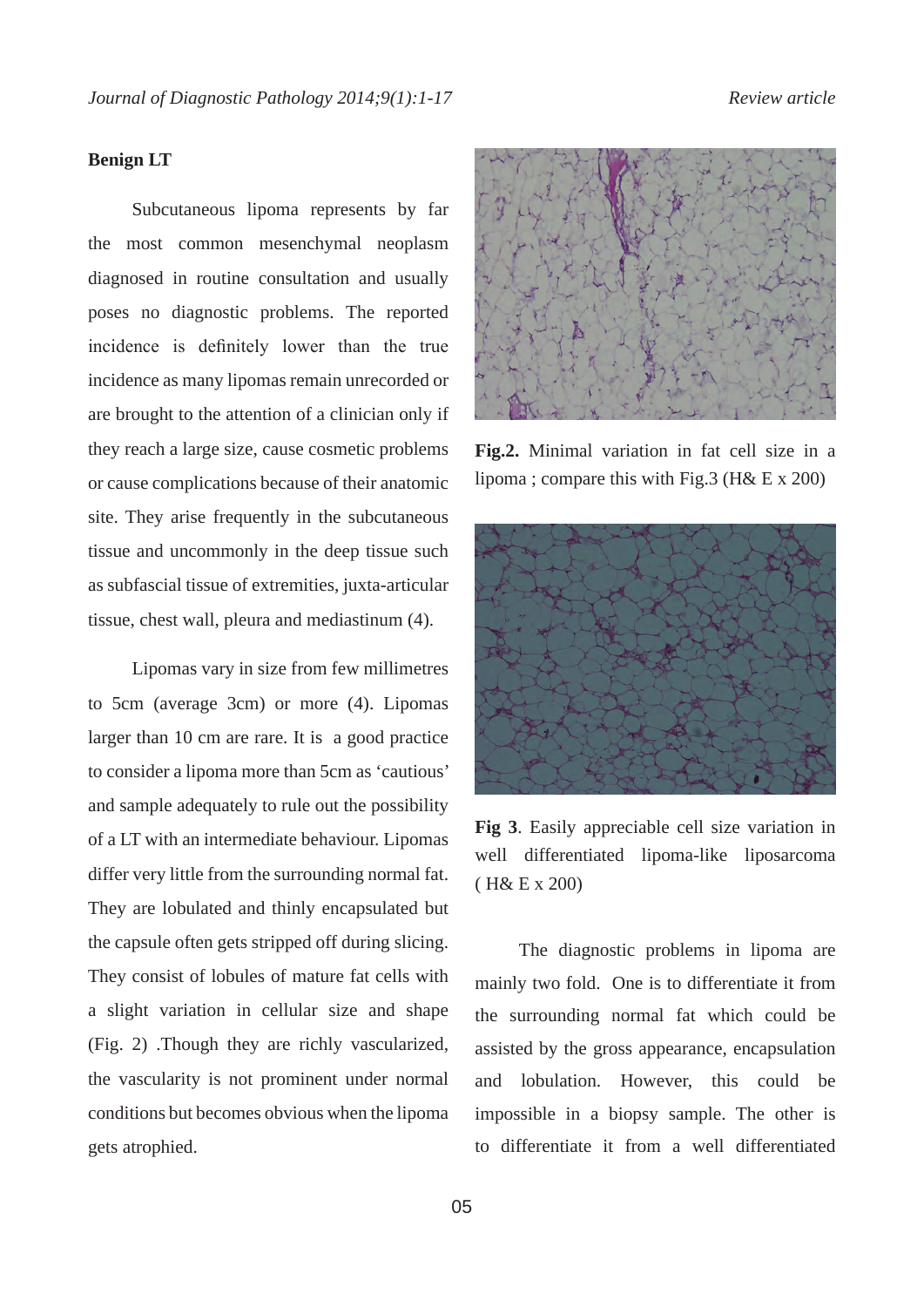**Benign LT**

Subcutaneous lipoma represents by far the most common mesenchymal neoplasm diagnosed in routine consultation and usually poses no diagnostic problems. The reported incidence is definitely lower than the true incidence as many lipomas remain unrecorded or are brought to the attention of a clinician only if they reach a large size, cause cosmetic problems or cause complications because of their anatomic site. They arise frequently in the subcutaneous tissue and uncommonly in the deep tissue such as subfascial tissue of extremities, juxta-articular tissue, chest wall, pleura and mediastinum (4).

Lipomas vary in size from few millimetres to 5cm (average 3cm) or more (4). Lipomas larger than 10 cm are rare. It is a good practice to consider a lipoma more than 5cm as 'cautious' and sample adequately to rule out the possibility of a LT with an intermediate behaviour. Lipomas differ very little from the surrounding normal fat. They are lobulated and thinly encapsulated but the capsule often gets stripped off during slicing. They consist of lobules of mature fat cells with a slight variation in cellular size and shape (Fig. 2) .Though they are richly vascularized, the vascularity is not prominent under normal conditions but becomes obvious when the lipoma gets atrophied.

**Fig.2.** Minimal variation in fat cell size in a lipoma ; compare this with Fig.3 (H& E x 200)

**Fig 3**. Easily appreciable cell size variation in well differentiated lipoma-like liposarcoma ( H& E x 200)

The diagnostic problems in lipoma are mainly two fold. One is to differentiate it from the surrounding normal fat which could be assisted by the gross appearance, encapsulation and lobulation. However, this could be impossible in a biopsy sample. The other is to differentiate it from a well differentiated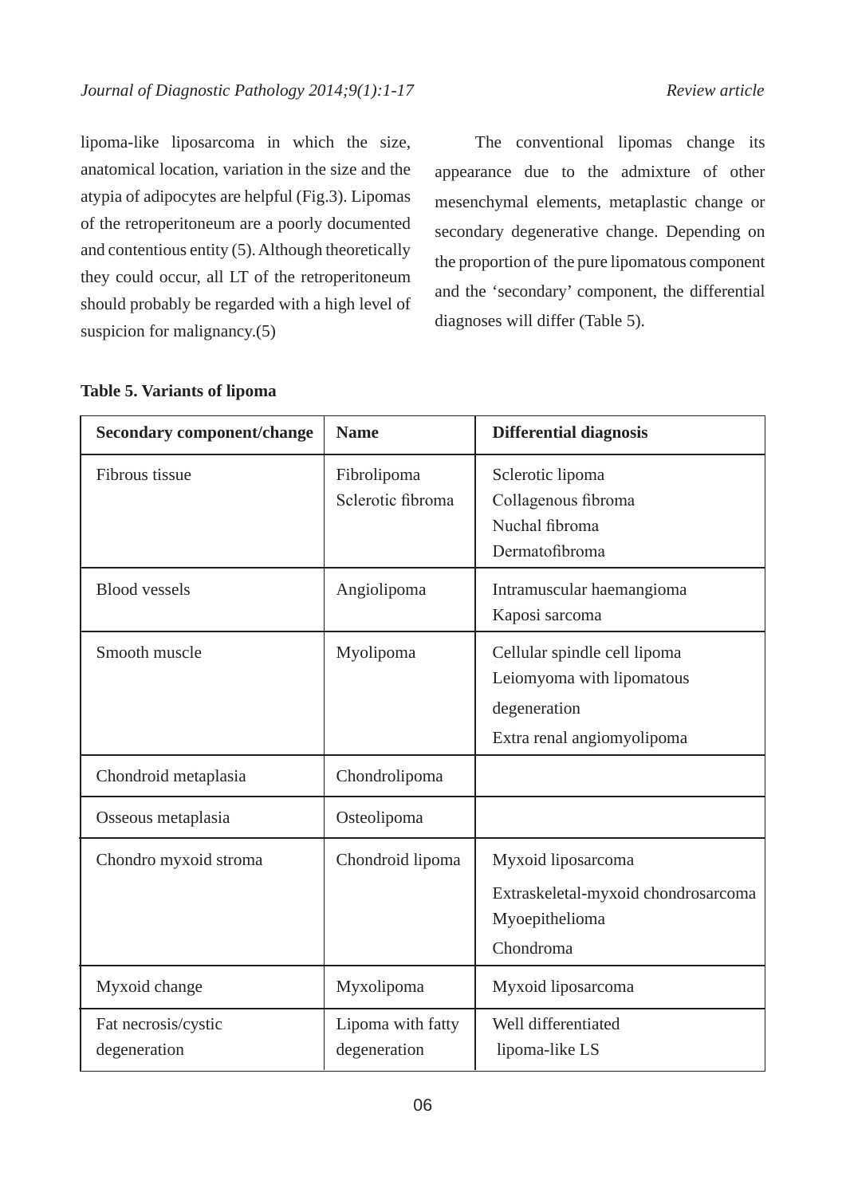lipoma-like liposarcoma in which the size, anatomical location, variation in the size and the atypia of adipocytes are helpful (Fig.3). Lipomas of the retroperitoneum are a poorly documented and contentious entity (5). Although theoretically they could occur, all LT of the retroperitoneum should probably be regarded with a high level of suspicion for malignancy.(5)

The conventional lipomas change its appearance due to the admixture of other mesenchymal elements, metaplastic change or secondary degenerative change. Depending on the proportion of the pure lipomatous component and the 'secondary' component, the differential diagnoses will differ (Table 5).

**Table 5. Variants of lipoma**

| Secondary component/change | Name | Differential diagnosis |
|---|---|---|
| Fibrous tissue | Fibrolipoma<br>Sclerotic fibroma | Sclerotic lipoma<br>Collagenous fibroma<br>Nuchal fibroma<br>Dermatofibroma |
| Blood vessels | Angiolipoma | Intramuscular haemangioma<br>Kaposi sarcoma |
| Smooth muscle | Myolipoma | Cellular spindle cell lipoma<br>Leiomyoma with lipomatous degeneration<br>Extra renal angiomyolipoma |
| Chondroid metaplasia | Chondrolipoma | |
| Osseous metaplasia | Osteolipoma | |
| Chondro myxoid stroma | Chondroid lipoma | Myxoid liposarcoma<br>Extraskeletal-myxoid chondrosarcoma<br>Myoepithelioma<br>Chondroma |
| Myxoid change | Myxolipoma | Myxoid liposarcoma |
| Fat necrosis/cystic degeneration | Lipoma with fatty degeneration | Well differentiated lipoma-like LS |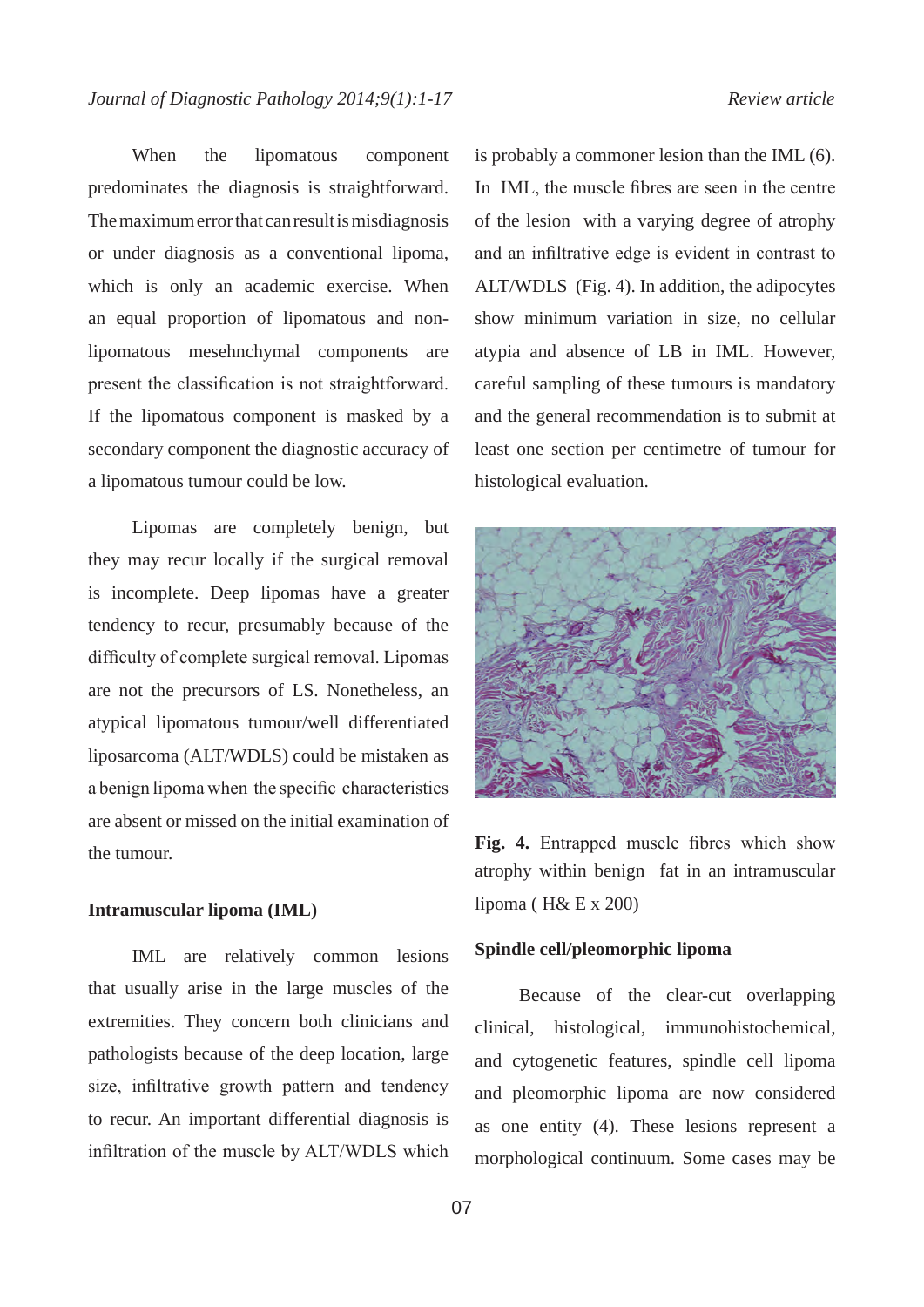When the lipomatous component predominates the diagnosis is straightforward. The maximum error that can result is misdiagnosis or under diagnosis as a conventional lipoma, which is only an academic exercise. When an equal proportion of lipomatous and non-lipomatous mesehnchymal components are present the classification is not straightforward. If the lipomatous component is masked by a secondary component the diagnostic accuracy of a lipomatous tumour could be low.

Lipomas are completely benign, but they may recur locally if the surgical removal is incomplete. Deep lipomas have a greater tendency to recur, presumably because of the difficulty of complete surgical removal. Lipomas are not the precursors of LS. Nonetheless, an atypical lipomatous tumour/well differentiated liposarcoma (ALT/WDLS) could be mistaken as a benign lipoma when the specific characteristics are absent or missed on the initial examination of the tumour.

**Intramuscular lipoma (IML)**

IML are relatively common lesions that usually arise in the large muscles of the extremities. They concern both clinicians and pathologists because of the deep location, large size, infiltrative growth pattern and tendency to recur. An important differential diagnosis is infiltration of the muscle by ALT/WDLS which is probably a commoner lesion than the IML (6). In IML, the muscle fibres are seen in the centre of the lesion with a varying degree of atrophy and an infiltrative edge is evident in contrast to ALT/WDLS (Fig. 4). In addition, the adipocytes show minimum variation in size, no cellular atypia and absence of LB in IML. However, careful sampling of these tumours is mandatory and the general recommendation is to submit at least one section per centimetre of tumour for histological evaluation.

**Fig. 4.** Entrapped muscle fibres which show atrophy within benign fat in an intramuscular lipoma ( H& E x 200)

**Spindle cell/pleomorphic lipoma**

Because of the clear-cut overlapping clinical, histological, immunohistochemical, and cytogenetic features, spindle cell lipoma and pleomorphic lipoma are now considered as one entity (4). These lesions represent a morphological continuum. Some cases may be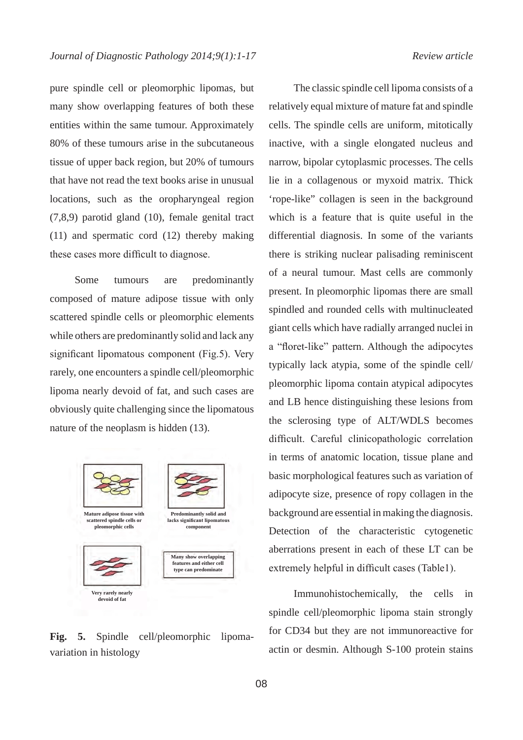pure spindle cell or pleomorphic lipomas, but many show overlapping features of both these entities within the same tumour. Approximately 80% of these tumours arise in the subcutaneous tissue of upper back region, but 20% of tumours that have not read the text books arise in unusual locations, such as the oropharyngeal region (7,8,9) parotid gland (10), female genital tract (11) and spermatic cord (12) thereby making these cases more difficult to diagnose.

Some tumours are predominantly composed of mature adipose tissue with only scattered spindle cells or pleomorphic elements while others are predominantly solid and lack any significant lipomatous component (Fig.5). Very rarely, one encounters a spindle cell/pleomorphic lipoma nearly devoid of fat, and such cases are obviously quite challenging since the lipomatous nature of the neoplasm is hidden (13).

Mature adipose tissue with scattered spindle cells or pleomorphic cells

Predominantly solid and lacks significant lipomatous component

Many show overlapping features and either cell type can predominate

Very rarely nearly devoid of fat

**Fig. 5.** Spindle cell/pleomorphic lipoma-variation in histology

The classic spindle cell lipoma consists of a relatively equal mixture of mature fat and spindle cells. The spindle cells are uniform, mitotically inactive, with a single elongated nucleus and narrow, bipolar cytoplasmic processes. The cells lie in a collagenous or myxoid matrix. Thick 'rope-like" collagen is seen in the background which is a feature that is quite useful in the differential diagnosis. In some of the variants there is striking nuclear palisading reminiscent of a neural tumour. Mast cells are commonly present. In pleomorphic lipomas there are small spindled and rounded cells with multinucleated giant cells which have radially arranged nuclei in a "floret-like" pattern. Although the adipocytes typically lack atypia, some of the spindle cell/ pleomorphic lipoma contain atypical adipocytes and LB hence distinguishing these lesions from the sclerosing type of ALT/WDLS becomes difficult. Careful clinicopathologic correlation in terms of anatomic location, tissue plane and basic morphological features such as variation of adipocyte size, presence of ropy collagen in the background are essential in making the diagnosis. Detection of the characteristic cytogenetic aberrations present in each of these LT can be extremely helpful in difficult cases (Table1).

Immunohistochemically, the cells in spindle cell/pleomorphic lipoma stain strongly for CD34 but they are not immunoreactive for actin or desmin. Although S-100 protein stains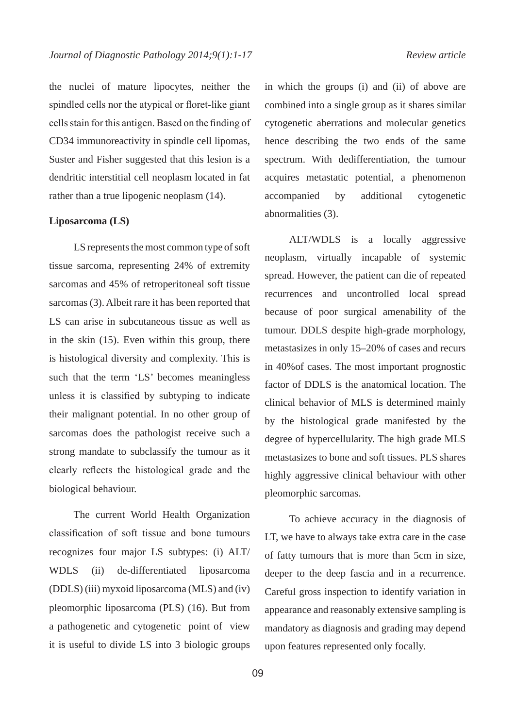the nuclei of mature lipocytes, neither the spindled cells nor the atypical or floret-like giant cells stain for this antigen. Based on the finding of CD34 immunoreactivity in spindle cell lipomas, Suster and Fisher suggested that this lesion is a dendritic interstitial cell neoplasm located in fat rather than a true lipogenic neoplasm (14).

**Liposarcoma (LS)**

LS represents the most common type of soft tissue sarcoma, representing 24% of extremity sarcomas and 45% of retroperitoneal soft tissue sarcomas (3). Albeit rare it has been reported that LS can arise in subcutaneous tissue as well as in the skin (15). Even within this group, there is histological diversity and complexity. This is such that the term 'LS' becomes meaningless unless it is classified by subtyping to indicate their malignant potential. In no other group of sarcomas does the pathologist receive such a strong mandate to subclassify the tumour as it clearly reflects the histological grade and the biological behaviour.

The current World Health Organization classification of soft tissue and bone tumours recognizes four major LS subtypes: (i) ALT/WDLS (ii) de-differentiated liposarcoma (DDLS) (iii) myxoid liposarcoma (MLS) and (iv) pleomorphic liposarcoma (PLS) (16). But from a pathogenetic and cytogenetic point of view it is useful to divide LS into 3 biologic groups in which the groups (i) and (ii) of above are combined into a single group as it shares similar cytogenetic aberrations and molecular genetics hence describing the two ends of the same spectrum. With dedifferentiation, the tumour acquires metastatic potential, a phenomenon accompanied by additional cytogenetic abnormalities (3).

ALT/WDLS is a locally aggressive neoplasm, virtually incapable of systemic spread. However, the patient can die of repeated recurrences and uncontrolled local spread because of poor surgical amenability of the tumour. DDLS despite high-grade morphology, metastasizes in only 15–20% of cases and recurs in 40%of cases. The most important prognostic factor of DDLS is the anatomical location. The clinical behavior of MLS is determined mainly by the histological grade manifested by the degree of hypercellularity. The high grade MLS metastasizes to bone and soft tissues. PLS shares highly aggressive clinical behaviour with other pleomorphic sarcomas.

To achieve accuracy in the diagnosis of LT, we have to always take extra care in the case of fatty tumours that is more than 5cm in size, deeper to the deep fascia and in a recurrence. Careful gross inspection to identify variation in appearance and reasonably extensive sampling is mandatory as diagnosis and grading may depend upon features represented only focally.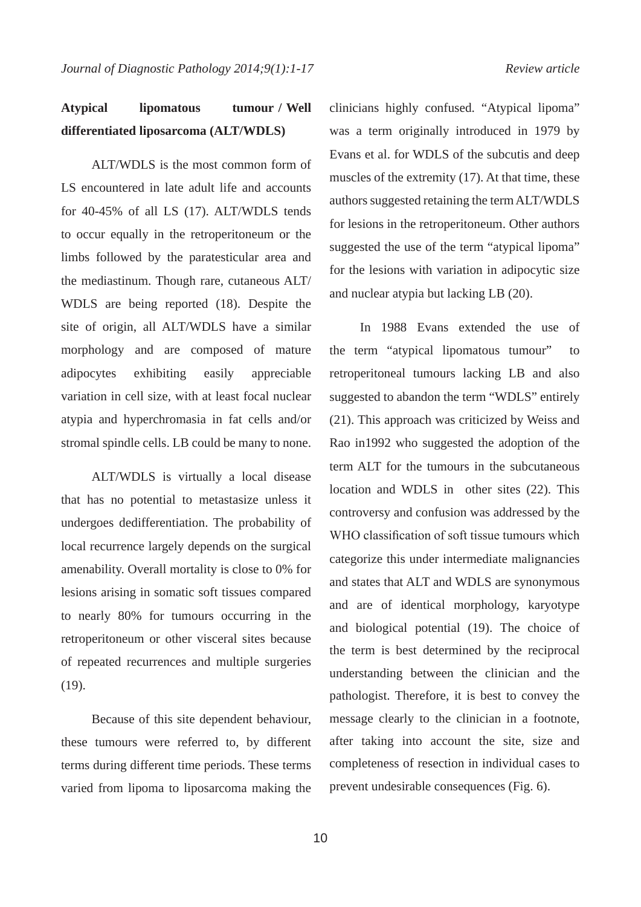**Atypical lipomatous tumour / Well differentiated liposarcoma (ALT/WDLS)**

ALT/WDLS is the most common form of LS encountered in late adult life and accounts for 40-45% of all LS (17). ALT/WDLS tends to occur equally in the retroperitoneum or the limbs followed by the paratesticular area and the mediastinum. Though rare, cutaneous ALT/WDLS are being reported (18). Despite the site of origin, all ALT/WDLS have a similar morphology and are composed of mature adipocytes exhibiting easily appreciable variation in cell size, with at least focal nuclear atypia and hyperchromasia in fat cells and/or stromal spindle cells. LB could be many to none.

ALT/WDLS is virtually a local disease that has no potential to metastasize unless it undergoes dedifferentiation. The probability of local recurrence largely depends on the surgical amenability. Overall mortality is close to 0% for lesions arising in somatic soft tissues compared to nearly 80% for tumours occurring in the retroperitoneum or other visceral sites because of repeated recurrences and multiple surgeries (19).

Because of this site dependent behaviour, these tumours were referred to, by different terms during different time periods. These terms varied from lipoma to liposarcoma making the clinicians highly confused. "Atypical lipoma" was a term originally introduced in 1979 by Evans et al. for WDLS of the subcutis and deep muscles of the extremity (17). At that time, these authors suggested retaining the term ALT/WDLS for lesions in the retroperitoneum. Other authors suggested the use of the term "atypical lipoma" for the lesions with variation in adipocytic size and nuclear atypia but lacking LB (20).

In 1988 Evans extended the use of the term "atypical lipomatous tumour" to retroperitoneal tumours lacking LB and also suggested to abandon the term "WDLS" entirely (21). This approach was criticized by Weiss and Rao in1992 who suggested the adoption of the term ALT for the tumours in the subcutaneous location and WDLS in other sites (22). This controversy and confusion was addressed by the WHO classification of soft tissue tumours which categorize this under intermediate malignancies and states that ALT and WDLS are synonymous and are of identical morphology, karyotype and biological potential (19). The choice of the term is best determined by the reciprocal understanding between the clinician and the pathologist. Therefore, it is best to convey the message clearly to the clinician in a footnote, after taking into account the site, size and completeness of resection in individual cases to prevent undesirable consequences (Fig. 6).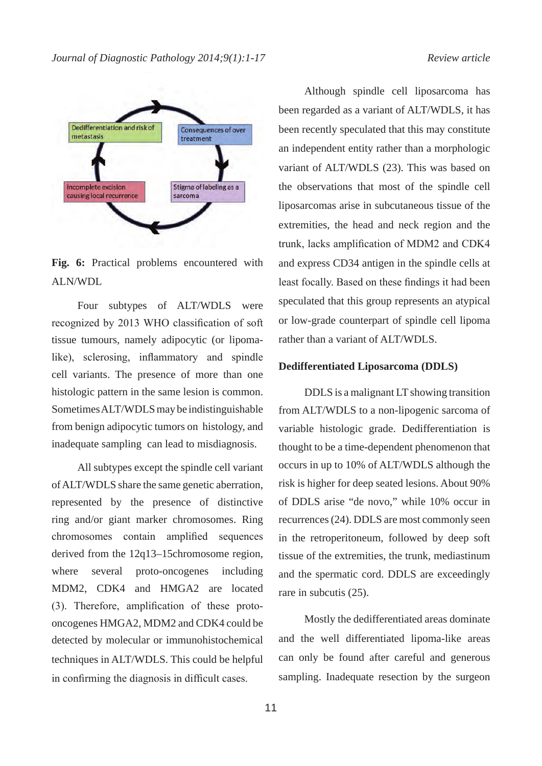Dedifferentiation and risk of metastasis

Consequences of over treatment

Incomplete excision causing local recurrence

Stigma of labeling as a sarcoma

**Fig. 6:** Practical problems encountered with ALN/WDL

Four subtypes of ALT/WDLS were recognized by 2013 WHO classification of soft tissue tumours, namely adipocytic (or lipoma-like), sclerosing, inflammatory and spindle cell variants. The presence of more than one histologic pattern in the same lesion is common. Sometimes ALT/WDLS may be indistinguishable from benign adipocytic tumors on histology, and inadequate sampling can lead to misdiagnosis.

All subtypes except the spindle cell variant of ALT/WDLS share the same genetic aberration, represented by the presence of distinctive ring and/or giant marker chromosomes. Ring chromosomes contain amplified sequences derived from the 12q13–15chromosome region, where several proto-oncogenes including MDM2, CDK4 and HMGA2 are located (3). Therefore, amplification of these proto-oncogenes HMGA2, MDM2 and CDK4 could be detected by molecular or immunohistochemical techniques in ALT/WDLS. This could be helpful in confirming the diagnosis in difficult cases.

Although spindle cell liposarcoma has been regarded as a variant of ALT/WDLS, it has been recently speculated that this may constitute an independent entity rather than a morphologic variant of ALT/WDLS (23). This was based on the observations that most of the spindle cell liposarcomas arise in subcutaneous tissue of the extremities, the head and neck region and the trunk, lacks amplification of MDM2 and CDK4 and express CD34 antigen in the spindle cells at least focally. Based on these findings it had been speculated that this group represents an atypical or low-grade counterpart of spindle cell lipoma rather than a variant of ALT/WDLS.

**Dedifferentiated Liposarcoma (DDLS)**

DDLS is a malignant LT showing transition from ALT/WDLS to a non-lipogenic sarcoma of variable histologic grade. Dedifferentiation is thought to be a time-dependent phenomenon that occurs in up to 10% of ALT/WDLS although the risk is higher for deep seated lesions. About 90% of DDLS arise "de novo," while 10% occur in recurrences (24). DDLS are most commonly seen in the retroperitoneum, followed by deep soft tissue of the extremities, the trunk, mediastinum and the spermatic cord. DDLS are exceedingly rare in subcutis (25).

Mostly the dedifferentiated areas dominate and the well differentiated lipoma-like areas can only be found after careful and generous sampling. Inadequate resection by the surgeon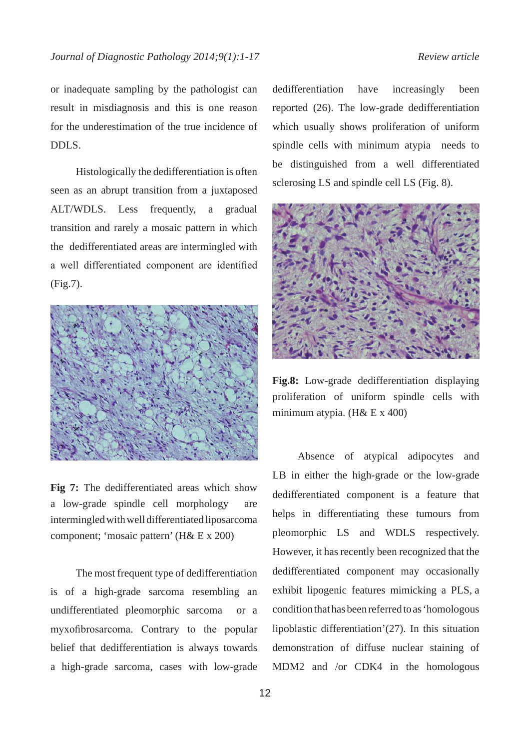or inadequate sampling by the pathologist can result in misdiagnosis and this is one reason for the underestimation of the true incidence of DDLS.

Histologically the dedifferentiation is often seen as an abrupt transition from a juxtaposed ALT/WDLS. Less frequently, a gradual transition and rarely a mosaic pattern in which the dedifferentiated areas are intermingled with a well differentiated component are identified (Fig.7).

**Fig 7:** The dedifferentiated areas which show a low-grade spindle cell morphology are intermingled with well differentiated liposarcoma component; 'mosaic pattern' (H& E x 200)

The most frequent type of dedifferentiation is of a high-grade sarcoma resembling an undifferentiated pleomorphic sarcoma or a myxofibrosarcoma. Contrary to the popular belief that dedifferentiation is always towards a high-grade sarcoma, cases with low-grade dedifferentiation have increasingly been reported (26). The low-grade dedifferentiation which usually shows proliferation of uniform spindle cells with minimum atypia needs to be distinguished from a well differentiated sclerosing LS and spindle cell LS (Fig. 8).

**Fig.8:** Low-grade dedifferentiation displaying proliferation of uniform spindle cells with minimum atypia. (H& E x 400)

Absence of atypical adipocytes and LB in either the high-grade or the low-grade dedifferentiated component is a feature that helps in differentiating these tumours from pleomorphic LS and WDLS respectively. However, it has recently been recognized that the dedifferentiated component may occasionally exhibit lipogenic features mimicking a PLS, a condition that has been referred to as 'homologous lipoblastic differentiation'(27). In this situation demonstration of diffuse nuclear staining of MDM2 and /or CDK4 in the homologous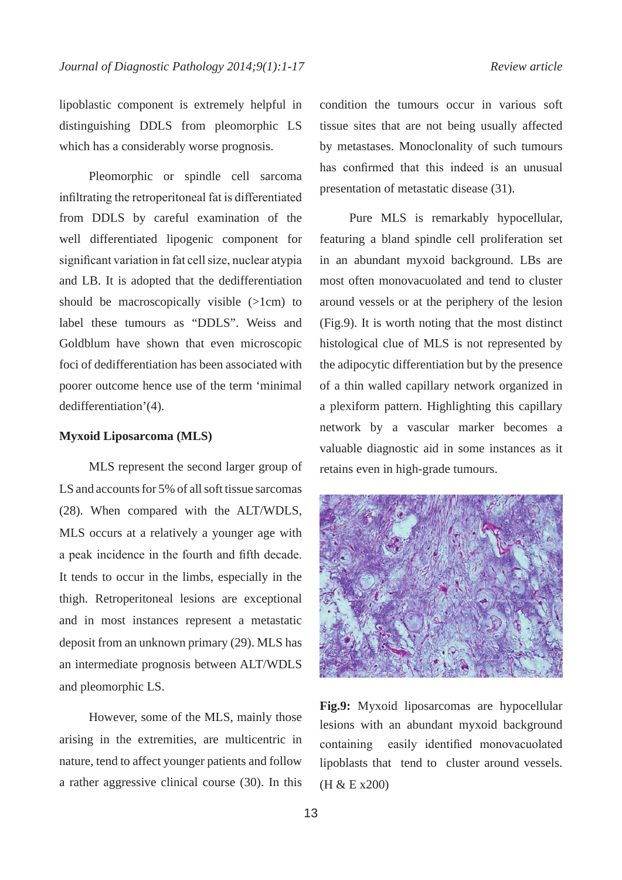lipoblastic component is extremely helpful in distinguishing DDLS from pleomorphic LS which has a considerably worse prognosis.

Pleomorphic or spindle cell sarcoma infiltrating the retroperitoneal fat is differentiated from DDLS by careful examination of the well differentiated lipogenic component for significant variation in fat cell size, nuclear atypia and LB. It is adopted that the dedifferentiation should be macroscopically visible (>1cm) to label these tumours as "DDLS". Weiss and Goldblum have shown that even microscopic foci of dedifferentiation has been associated with poorer outcome hence use of the term 'minimal dedifferentiation'(4).

## Myxoid Liposarcoma (MLS)

MLS represent the second larger group of LS and accounts for 5% of all soft tissue sarcomas (28). When compared with the ALT/WDLS, MLS occurs at a relatively a younger age with a peak incidence in the fourth and fifth decade. It tends to occur in the limbs, especially in the thigh. Retroperitoneal lesions are exceptional and in most instances represent a metastatic deposit from an unknown primary (29). MLS has an intermediate prognosis between ALT/WDLS and pleomorphic LS.

However, some of the MLS, mainly those arising in the extremities, are multicentric in nature, tend to affect younger patients and follow a rather aggressive clinical course (30). In this condition the tumours occur in various soft tissue sites that are not being usually affected by metastases. Monoclonality of such tumours has confirmed that this indeed is an unusual presentation of metastatic disease (31).

Pure MLS is remarkably hypocellular, featuring a bland spindle cell proliferation set in an abundant myxoid background. LBs are most often monovacuolated and tend to cluster around vessels or at the periphery of the lesion (Fig.9). It is worth noting that the most distinct histological clue of MLS is not represented by the adipocytic differentiation but by the presence of a thin walled capillary network organized in a plexiform pattern. Highlighting this capillary network by a vascular marker becomes a valuable diagnostic aid in some instances as it retains even in high-grade tumours.

**Fig.9:** Myxoid liposarcomas are hypocellular lesions with an abundant myxoid background containing easily identified monovacuolated lipoblasts that tend to cluster around vessels. (H & E x200)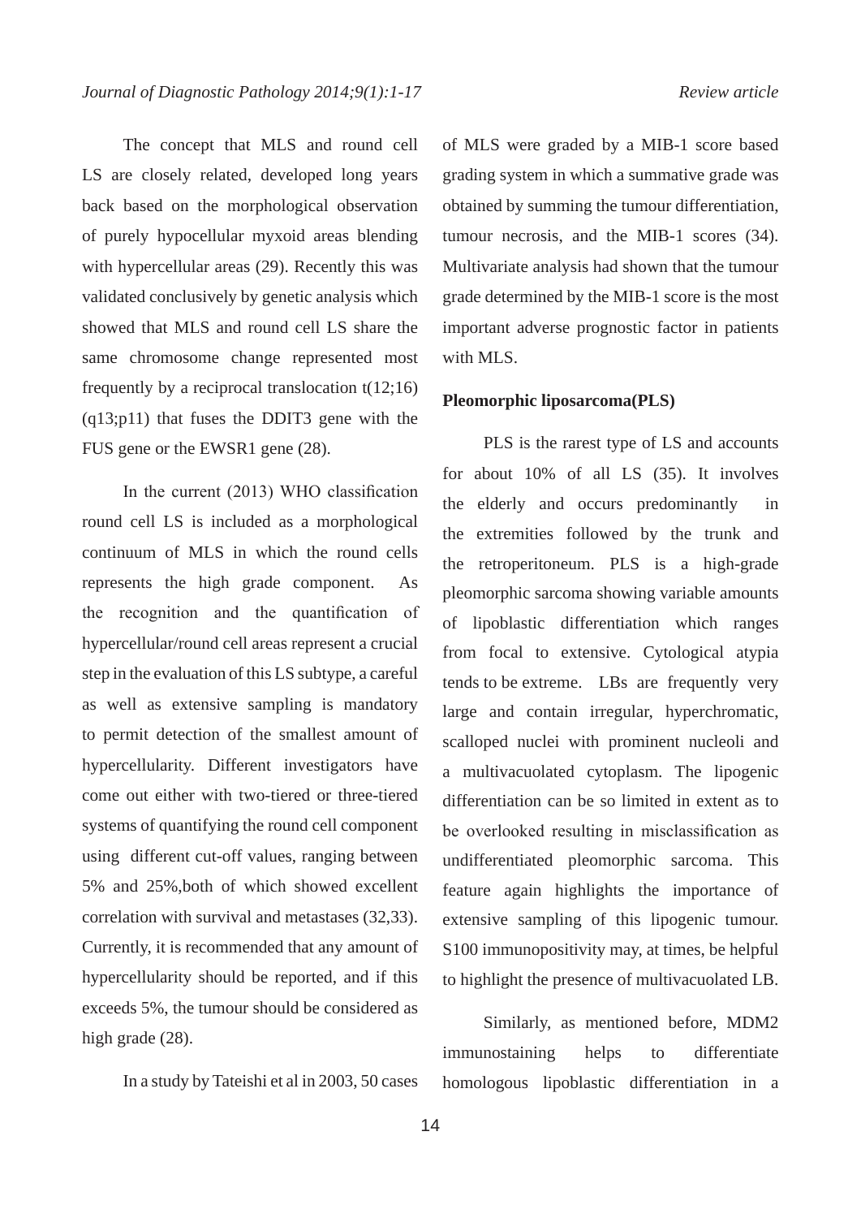The concept that MLS and round cell LS are closely related, developed long years back based on the morphological observation of purely hypocellular myxoid areas blending with hypercellular areas (29). Recently this was validated conclusively by genetic analysis which showed that MLS and round cell LS share the same chromosome change represented most frequently by a reciprocal translocation t(12;16)(q13;p11) that fuses the DDIT3 gene with the FUS gene or the EWSR1 gene (28).

In the current (2013) WHO classification round cell LS is included as a morphological continuum of MLS in which the round cells represents the high grade component. As the recognition and the quantification of hypercellular/round cell areas represent a crucial step in the evaluation of this LS subtype, a careful as well as extensive sampling is mandatory to permit detection of the smallest amount of hypercellularity. Different investigators have come out either with two-tiered or three-tiered systems of quantifying the round cell component using different cut-off values, ranging between 5% and 25%,both of which showed excellent correlation with survival and metastases (32,33). Currently, it is recommended that any amount of hypercellularity should be reported, and if this exceeds 5%, the tumour should be considered as high grade (28).

In a study by Tateishi et al in 2003, 50 cases of MLS were graded by a MIB-1 score based grading system in which a summative grade was obtained by summing the tumour differentiation, tumour necrosis, and the MIB-1 scores (34). Multivariate analysis had shown that the tumour grade determined by the MIB-1 score is the most important adverse prognostic factor in patients with MLS.

**Pleomorphic liposarcoma(PLS)**

PLS is the rarest type of LS and accounts for about 10% of all LS (35). It involves the elderly and occurs predominantly in the extremities followed by the trunk and the retroperitoneum. PLS is a high-grade pleomorphic sarcoma showing variable amounts of lipoblastic differentiation which ranges from focal to extensive. Cytological atypia tends to be extreme. LBs are frequently very large and contain irregular, hyperchromatic, scalloped nuclei with prominent nucleoli and a multivacuolated cytoplasm. The lipogenic differentiation can be so limited in extent as to be overlooked resulting in misclassification as undifferentiated pleomorphic sarcoma. This feature again highlights the importance of extensive sampling of this lipogenic tumour. S100 immunopositivity may, at times, be helpful to highlight the presence of multivacuolated LB.

Similarly, as mentioned before, MDM2 immunostaining helps to differentiate homologous lipoblastic differentiation in a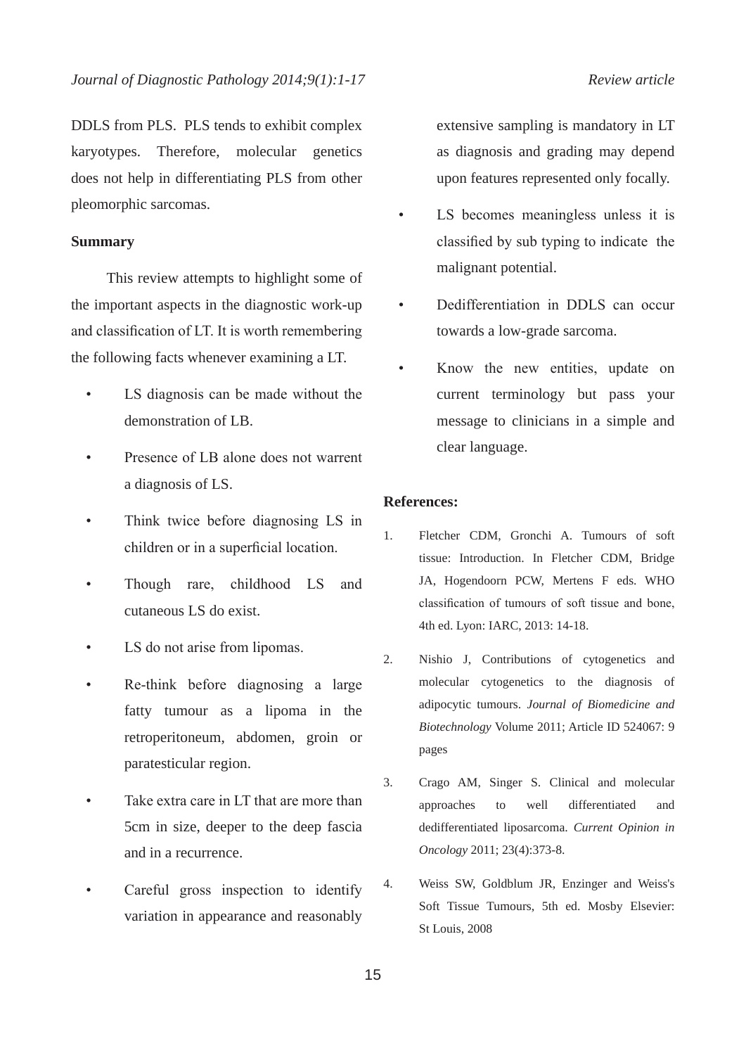DDLS from PLS. PLS tends to exhibit complex karyotypes. Therefore, molecular genetics does not help in differentiating PLS from other pleomorphic sarcomas.

**Summary**

This review attempts to highlight some of the important aspects in the diagnostic work-up and classification of LT. It is worth remembering the following facts whenever examining a LT.

- LS diagnosis can be made without the demonstration of LB.
- Presence of LB alone does not warrent a diagnosis of LS.
- Think twice before diagnosing LS in children or in a superficial location.
- Though rare, childhood LS and cutaneous LS do exist.
- LS do not arise from lipomas.
- Re-think before diagnosing a large fatty tumour as a lipoma in the retroperitoneum, abdomen, groin or paratesticular region.
- Take extra care in LT that are more than 5cm in size, deeper to the deep fascia and in a recurrence.
- Careful gross inspection to identify variation in appearance and reasonably extensive sampling is mandatory in LT as diagnosis and grading may depend upon features represented only focally.
- LS becomes meaningless unless it is classified by sub typing to indicate the malignant potential.
- Dedifferentiation in DDLS can occur towards a low-grade sarcoma.
- Know the new entities, update on current terminology but pass your message to clinicians in a simple and clear language.

**References:**

1. Fletcher CDM, Gronchi A. Tumours of soft tissue: Introduction. In Fletcher CDM, Bridge JA, Hogendoorn PCW, Mertens F eds. WHO classification of tumours of soft tissue and bone, 4th ed. Lyon: IARC, 2013: 14-18.
2. Nishio J, Contributions of cytogenetics and molecular cytogenetics to the diagnosis of adipocytic tumours. *Journal of Biomedicine and Biotechnology* Volume 2011; Article ID 524067: 9 pages
3. Crago AM, Singer S. Clinical and molecular approaches to well differentiated and dedifferentiated liposarcoma. *Current Opinion in Oncology* 2011; 23(4):373-8.
4. Weiss SW, Goldblum JR, Enzinger and Weiss's Soft Tissue Tumours, 5th ed. Mosby Elsevier: St Louis, 2008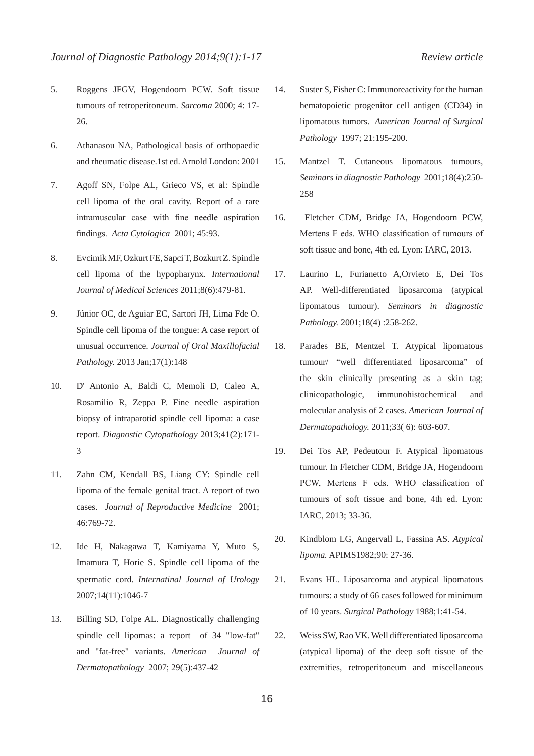5. Roggens JFGV, Hogendoorn PCW. Soft tissue tumours of retroperitoneum. *Sarcoma* 2000; 4: 17-26.

6. Athanasou NA, Pathological basis of orthopaedic and rheumatic disease.1st ed. Arnold London: 2001

7. Agoff SN, Folpe AL, Grieco VS, et al: Spindle cell lipoma of the oral cavity. Report of a rare intramuscular case with fine needle aspiration findings. *Acta Cytologica* 2001; 45:93.

8. Evcimik MF, Ozkurt FE, Sapci T, Bozkurt Z. Spindle cell lipoma of the hypopharynx. *International Journal of Medical Sciences* 2011;8(6):479-81.

9. Júnior OC, de Aguiar EC, Sartori JH, Lima Fde O. Spindle cell lipoma of the tongue: A case report of unusual occurrence. *Journal of Oral Maxillofacial Pathology.* 2013 Jan;17(1):148

10. D' Antonio A, Baldi C, Memoli D, Caleo A, Rosamilio R, Zeppa P. Fine needle aspiration biopsy of intraparotid spindle cell lipoma: a case report. *Diagnostic Cytopathology* 2013;41(2):171-3

11. Zahn CM, Kendall BS, Liang CY: Spindle cell lipoma of the female genital tract. A report of two cases. *Journal of Reproductive Medicine* 2001; 46:769-72.

12. Ide H, Nakagawa T, Kamiyama Y, Muto S, Imamura T, Horie S. Spindle cell lipoma of the spermatic cord. *Internatinal Journal of Urology* 2007;14(11):1046-7

13. Billing SD, Folpe AL. Diagnostically challenging spindle cell lipomas: a report of 34 "low-fat" and "fat-free" variants. *American Journal of Dermatopathology* 2007; 29(5):437-42

14. Suster S, Fisher C: Immunoreactivity for the human hematopoietic progenitor cell antigen (CD34) in lipomatous tumors. *American Journal of Surgical Pathology* 1997; 21:195-200.

15. Mantzel T. Cutaneous lipomatous tumours, *Seminars in diagnostic Pathology* 2001;18(4):250-258

16. Fletcher CDM, Bridge JA, Hogendoorn PCW, Mertens F eds. WHO classification of tumours of soft tissue and bone, 4th ed. Lyon: IARC, 2013.

17. Laurino L, Furianetto A,Orvieto E, Dei Tos AP. Well-differentiated liposarcoma (atypical lipomatous tumour). *Seminars in diagnostic Pathology.* 2001;18(4) :258-262.

18. Parades BE, Mentzel T. Atypical lipomatous tumour/ "well differentiated liposarcoma" of the skin clinically presenting as a skin tag; clinicopathologic, immunohistochemical and molecular analysis of 2 cases. *American Journal of Dermatopathology.* 2011;33( 6): 603-607.

19. Dei Tos AP, Pedeutour F. Atypical lipomatous tumour. In Fletcher CDM, Bridge JA, Hogendoorn PCW, Mertens F eds. WHO classification of tumours of soft tissue and bone, 4th ed. Lyon: IARC, 2013; 33-36.

20. Kindblom LG, Angervall L, Fassina AS. *Atypical lipoma.* APIMS1982;90: 27-36.

21. Evans HL. Liposarcoma and atypical lipomatous tumours: a study of 66 cases followed for minimum of 10 years. *Surgical Pathology* 1988;1:41-54.

22. Weiss SW, Rao VK. Well differentiated liposarcoma (atypical lipoma) of the deep soft tissue of the extremities, retroperitoneum and miscellaneous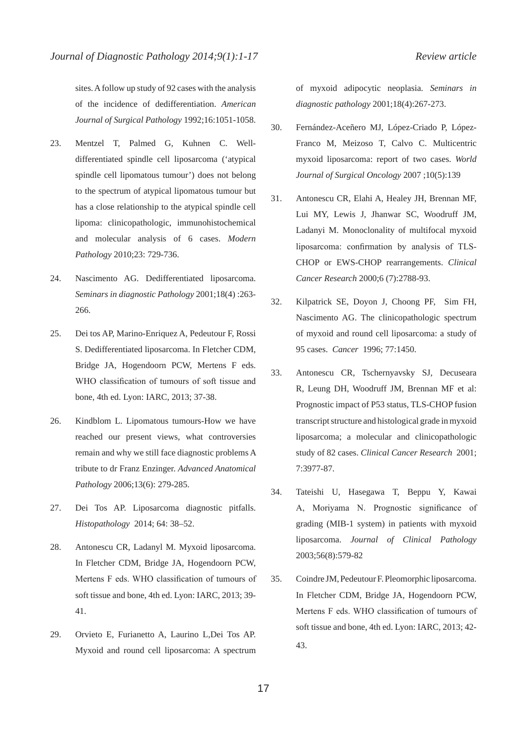sites. A follow up study of 92 cases with the analysis of the incidence of dedifferentiation. *American Journal of Surgical Pathology* 1992;16:1051-1058.

23. Mentzel T, Palmed G, Kuhnen C. Well-differentiated spindle cell liposarcoma ('atypical spindle cell lipomatous tumour') does not belong to the spectrum of atypical lipomatous tumour but has a close relationship to the atypical spindle cell lipoma: clinicopathologic, immunohistochemical and molecular analysis of 6 cases. *Modern Pathology* 2010;23: 729-736.

24. Nascimento AG. Dedifferentiated liposarcoma. *Seminars in diagnostic Pathology* 2001;18(4) :263-266.

25. Dei tos AP, Marino-Enriquez A, Pedeutour F, Rossi S. Dedifferentiated liposarcoma. In Fletcher CDM, Bridge JA, Hogendoorn PCW, Mertens F eds. WHO classification of tumours of soft tissue and bone, 4th ed. Lyon: IARC, 2013; 37-38.

26. Kindblom L. Lipomatous tumours-How we have reached our present views, what controversies remain and why we still face diagnostic problems A tribute to dr Franz Enzinger. *Advanced Anatomical Pathology* 2006;13(6): 279-285.

27. Dei Tos AP. Liposarcoma diagnostic pitfalls. *Histopathology* 2014; 64: 38–52.

28. Antonescu CR, Ladanyl M. Myxoid liposarcoma. In Fletcher CDM, Bridge JA, Hogendoorn PCW, Mertens F eds. WHO classification of tumours of soft tissue and bone, 4th ed. Lyon: IARC, 2013; 39-41.

29. Orvieto E, Furianetto A, Laurino L,Dei Tos AP. Myxoid and round cell liposarcoma: A spectrum of myxoid adipocytic neoplasia. *Seminars in diagnostic pathology* 2001;18(4):267-273.

30. Fernández-Aceñero MJ, López-Criado P, López-Franco M, Meizoso T, Calvo C. Multicentric myxoid liposarcoma: report of two cases. *World Journal of Surgical Oncology* 2007 ;10(5):139

31. Antonescu CR, Elahi A, Healey JH, Brennan MF, Lui MY, Lewis J, Jhanwar SC, Woodruff JM, Ladanyi M. Monoclonality of multifocal myxoid liposarcoma: confirmation by analysis of TLS-CHOP or EWS-CHOP rearrangements. *Clinical Cancer Research* 2000;6 (7):2788-93.

32. Kilpatrick SE, Doyon J, Choong PF, Sim FH, Nascimento AG. The clinicopathologic spectrum of myxoid and round cell liposarcoma: a study of 95 cases. *Cancer* 1996; 77:1450.

33. Antonescu CR, Tschernyavsky SJ, Decuseara R, Leung DH, Woodruff JM, Brennan MF et al: Prognostic impact of P53 status, TLS-CHOP fusion transcript structure and histological grade in myxoid liposarcoma; a molecular and clinicopathologic study of 82 cases. *Clinical Cancer Research* 2001; 7:3977-87.

34. Tateishi U, Hasegawa T, Beppu Y, Kawai A, Moriyama N. Prognostic significance of grading (MIB-1 system) in patients with myxoid liposarcoma. *Journal of Clinical Pathology* 2003;56(8):579-82

35. Coindre JM, Pedeutour F. Pleomorphic liposarcoma. In Fletcher CDM, Bridge JA, Hogendoorn PCW, Mertens F eds. WHO classification of tumours of soft tissue and bone, 4th ed. Lyon: IARC, 2013; 42-43.